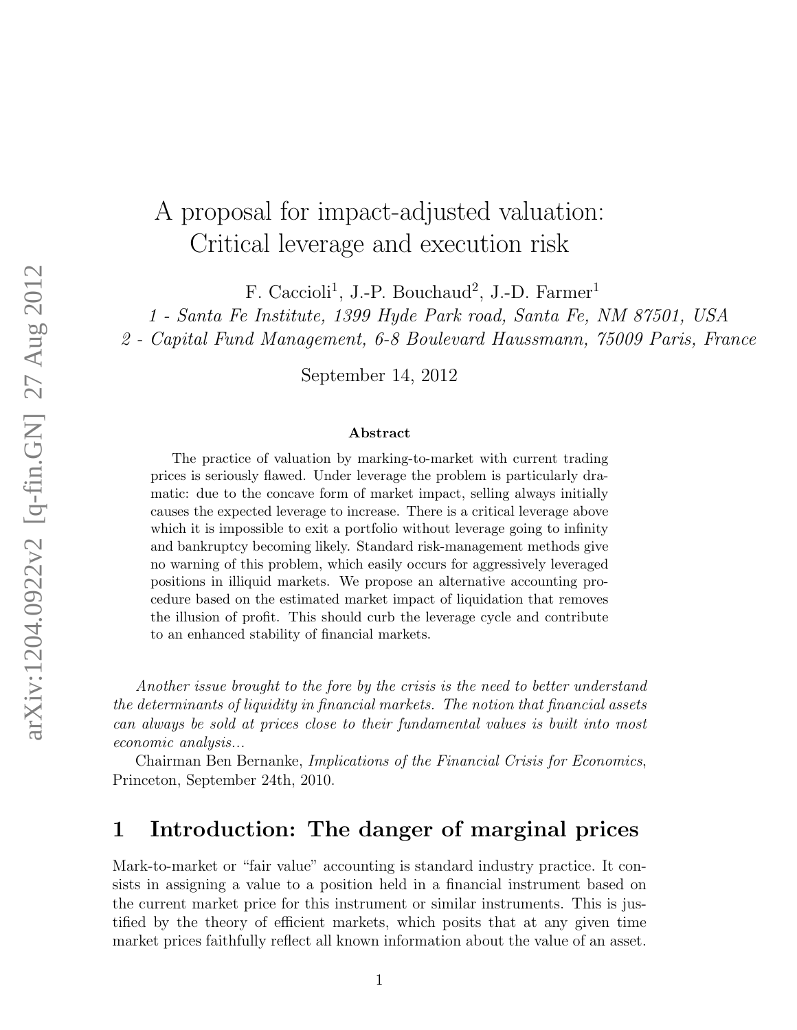# A proposal for impact-adjusted valuation: Critical leverage and execution risk

F. Caccioli[1], J.-P. Bouchaud[2], J.-D. Farmer[1]

1 - *Santa Fe Institute, 1399 Hyde Park road, Santa Fe, NM 87501, USA*

2 - *Capital Fund Management, 6-8 Boulevard Haussmann, 75009 Paris, France*

September 14, 2012

**Abstract**

The practice of valuation by marking-to-market with current trading prices is seriously flawed. Under leverage the problem is particularly dramatic: due to the concave form of market impact, selling always initially causes the expected leverage to increase. There is a critical leverage above which it is impossible to exit a portfolio without leverage going to infinity and bankruptcy becoming likely. Standard risk-management methods give no warning of this problem, which easily occurs for aggressively leveraged positions in illiquid markets. We propose an alternative accounting procedure based on the estimated market impact of liquidation that removes the illusion of profit. This should curb the leverage cycle and contribute to an enhanced stability of financial markets.

*Another issue brought to the fore by the crisis is the need to better understand the determinants of liquidity in financial markets. The notion that financial assets can always be sold at prices close to their fundamental values is built into most economic analysis...*

Chairman Ben Bernanke, *Implications of the Financial Crisis for Economics*, Princeton, September 24th, 2010.

## 1 Introduction: The danger of marginal prices

Mark-to-market or "fair value" accounting is standard industry practice. It consists in assigning a value to a position held in a financial instrument based on the current market price for this instrument or similar instruments. This is justified by the theory of efficient markets, which posits that at any given time market prices faithfully reflect all known information about the value of an asset.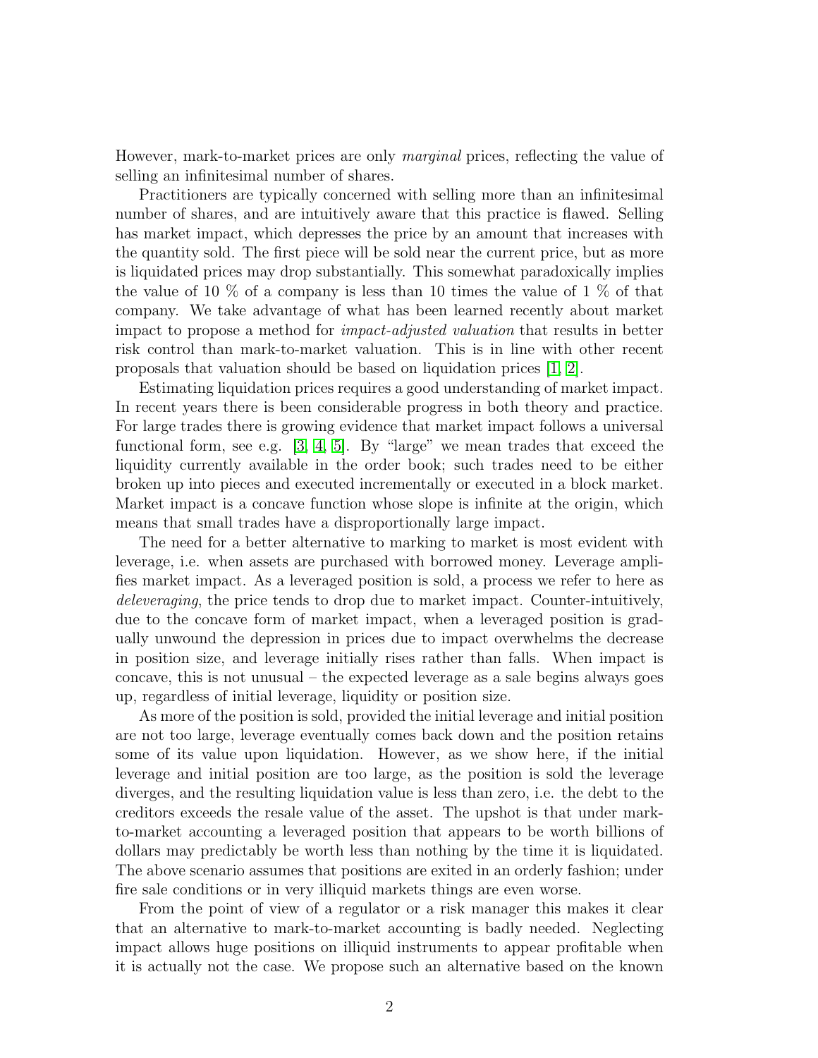However, mark-to-market prices are only *marginal* prices, reflecting the value of selling an infinitesimal number of shares.

Practitioners are typically concerned with selling more than an infinitesimal number of shares, and are intuitively aware that this practice is flawed. Selling has market impact, which depresses the price by an amount that increases with the quantity sold. The first piece will be sold near the current price, but as more is liquidated prices may drop substantially. This somewhat paradoxically implies the value of 10 % of a company is less than 10 times the value of 1 % of that company. We take advantage of what has been learned recently about market impact to propose a method for *impact-adjusted valuation* that results in better risk control than mark-to-market valuation. This is in line with other recent proposals that valuation should be based on liquidation prices [1, 2].

Estimating liquidation prices requires a good understanding of market impact. In recent years there is been considerable progress in both theory and practice. For large trades there is growing evidence that market impact follows a universal functional form, see e.g. [3, 4, 5]. By "large" we mean trades that exceed the liquidity currently available in the order book; such trades need to be either broken up into pieces and executed incrementally or executed in a block market. Market impact is a concave function whose slope is infinite at the origin, which means that small trades have a disproportionally large impact.

The need for a better alternative to marking to market is most evident with leverage, i.e. when assets are purchased with borrowed money. Leverage amplifies market impact. As a leveraged position is sold, a process we refer to here as *deleveraging*, the price tends to drop due to market impact. Counter-intuitively, due to the concave form of market impact, when a leveraged position is gradually unwound the depression in prices due to impact overwhelms the decrease in position size, and leverage initially rises rather than falls. When impact is concave, this is not unusual – the expected leverage as a sale begins always goes up, regardless of initial leverage, liquidity or position size.

As more of the position is sold, provided the initial leverage and initial position are not too large, leverage eventually comes back down and the position retains some of its value upon liquidation. However, as we show here, if the initial leverage and initial position are too large, as the position is sold the leverage diverges, and the resulting liquidation value is less than zero, i.e. the debt to the creditors exceeds the resale value of the asset. The upshot is that under mark-to-market accounting a leveraged position that appears to be worth billions of dollars may predictably be worth less than nothing by the time it is liquidated. The above scenario assumes that positions are exited in an orderly fashion; under fire sale conditions or in very illiquid markets things are even worse.

From the point of view of a regulator or a risk manager this makes it clear that an alternative to mark-to-market accounting is badly needed. Neglecting impact allows huge positions on illiquid instruments to appear profitable when it is actually not the case. We propose such an alternative based on the known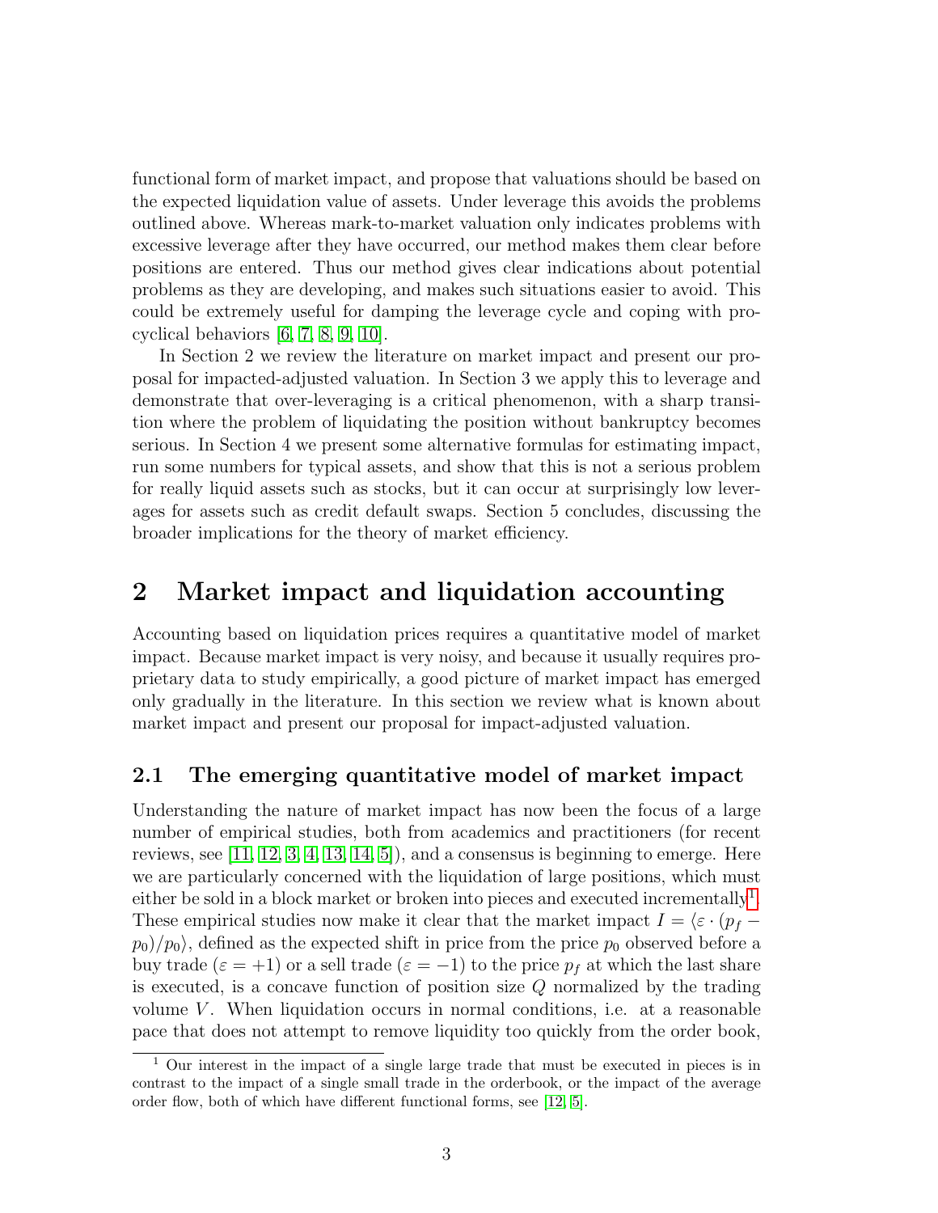functional form of market impact, and propose that valuations should be based on the expected liquidation value of assets. Under leverage this avoids the problems outlined above. Whereas mark-to-market valuation only indicates problems with excessive leverage after they have occurred, our method makes them clear before positions are entered. Thus our method gives clear indications about potential problems as they are developing, and makes such situations easier to avoid. This could be extremely useful for damping the leverage cycle and coping with pro-cyclical behaviors [6, 7, 8, 9, 10].

In Section 2 we review the literature on market impact and present our proposal for impacted-adjusted valuation. In Section 3 we apply this to leverage and demonstrate that over-leveraging is a critical phenomenon, with a sharp transition where the problem of liquidating the position without bankruptcy becomes serious. In Section 4 we present some alternative formulas for estimating impact, run some numbers for typical assets, and show that this is not a serious problem for really liquid assets such as stocks, but it can occur at surprisingly low leverages for assets such as credit default swaps. Section 5 concludes, discussing the broader implications for the theory of market efficiency.

## 2 Market impact and liquidation accounting

Accounting based on liquidation prices requires a quantitative model of market impact. Because market impact is very noisy, and because it usually requires proprietary data to study empirically, a good picture of market impact has emerged only gradually in the literature. In this section we review what is known about market impact and present our proposal for impact-adjusted valuation.

### 2.1 The emerging quantitative model of market impact

Understanding the nature of market impact has now been the focus of a large number of empirical studies, both from academics and practitioners (for recent reviews, see [11, 12, 3, 4, 13, 14, 5]), and a consensus is beginning to emerge. Here we are particularly concerned with the liquidation of large positions, which must either be sold in a block market or broken into pieces and executed incrementally[1]. These empirical studies now make it clear that the market impact $I = \langle \varepsilon \cdot (p_f - p_0)/p_0 \rangle$, defined as the expected shift in price from the price $p_0$ observed before a buy trade ($\varepsilon = +1$) or a sell trade ($\varepsilon = -1$) to the price $p_f$ at which the last share is executed, is a concave function of position size $Q$ normalized by the trading volume $V$. When liquidation occurs in normal conditions, i.e. at a reasonable pace that does not attempt to remove liquidity too quickly from the order book,

[1] Our interest in the impact of a single large trade that must be executed in pieces is in contrast to the impact of a single small trade in the orderbook, or the impact of the average order flow, both of which have different functional forms, see [12, 5].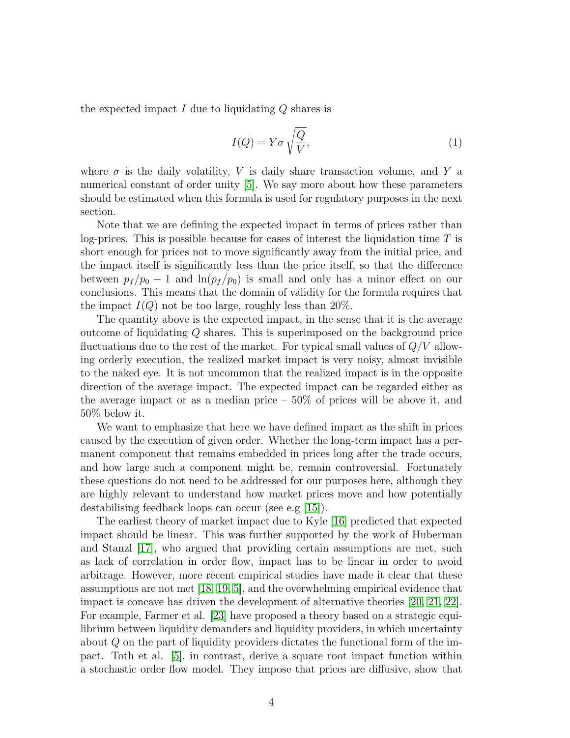the expected impact $I$ due to liquidating $Q$ shares is

$$I(Q) = Y\sigma\sqrt{\frac{Q}{V}}, \tag{1}$$

where $\sigma$ is the daily volatility, $V$ is daily share transaction volume, and $Y$ a numerical constant of order unity [5]. We say more about how these parameters should be estimated when this formula is used for regulatory purposes in the next section.

Note that we are defining the expected impact in terms of prices rather than log-prices. This is possible because for cases of interest the liquidation time $T$ is short enough for prices not to move significantly away from the initial price, and the impact itself is significantly less than the price itself, so that the difference between $p_f/p_0 - 1$ and $\ln(p_f/p_0)$ is small and only has a minor effect on our conclusions. This means that the domain of validity for the formula requires that the impact $I(Q)$ not be too large, roughly less than 20%.

The quantity above is the expected impact, in the sense that it is the average outcome of liquidating $Q$ shares. This is superimposed on the background price fluctuations due to the rest of the market. For typical small values of $Q/V$ allowing orderly execution, the realized market impact is very noisy, almost invisible to the naked eye. It is not uncommon that the realized impact is in the opposite direction of the average impact. The expected impact can be regarded either as the average impact or as a median price – 50% of prices will be above it, and 50% below it.

We want to emphasize that here we have defined impact as the shift in prices caused by the execution of given order. Whether the long-term impact has a permanent component that remains embedded in prices long after the trade occurs, and how large such a component might be, remain controversial. Fortunately these questions do not need to be addressed for our purposes here, although they are highly relevant to understand how market prices move and how potentially destabilising feedback loops can occur (see e.g [15]).

The earliest theory of market impact due to Kyle [16] predicted that expected impact should be linear. This was further supported by the work of Huberman and Stanzl [17], who argued that providing certain assumptions are met, such as lack of correlation in order flow, impact has to be linear in order to avoid arbitrage. However, more recent empirical studies have made it clear that these assumptions are not met [18, 19, 5], and the overwhelming empirical evidence that impact is concave has driven the development of alternative theories [20, 21, 22]. For example, Farmer et al. [23] have proposed a theory based on a strategic equilibrium between liquidity demanders and liquidity providers, in which uncertainty about $Q$ on the part of liquidity providers dictates the functional form of the impact. Toth et al. [5], in contrast, derive a square root impact function within a stochastic order flow model. They impose that prices are diffusive, show that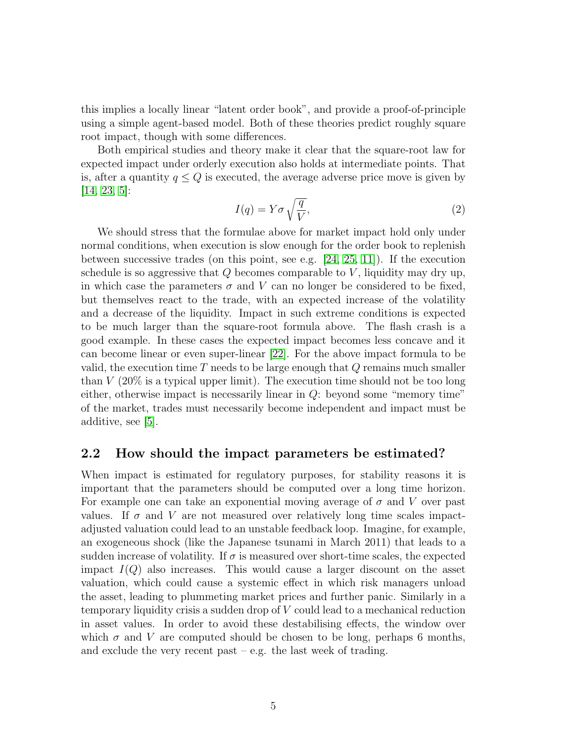this implies a locally linear "latent order book", and provide a proof-of-principle using a simple agent-based model. Both of these theories predict roughly square root impact, though with some differences.

Both empirical studies and theory make it clear that the square-root law for expected impact under orderly execution also holds at intermediate points. That is, after a quantity $q \leq Q$ is executed, the average adverse price move is given by [14, 23, 5]:

$$I(q) = Y\sigma\sqrt{\frac{q}{V}}, \tag{2}$$

We should stress that the formulae above for market impact hold only under normal conditions, when execution is slow enough for the order book to replenish between successive trades (on this point, see e.g. [24, 25, 11]). If the execution schedule is so aggressive that $Q$ becomes comparable to $V$, liquidity may dry up, in which case the parameters $\sigma$ and $V$ can no longer be considered to be fixed, but themselves react to the trade, with an expected increase of the volatility and a decrease of the liquidity. Impact in such extreme conditions is expected to be much larger than the square-root formula above. The flash crash is a good example. In these cases the expected impact becomes less concave and it can become linear or even super-linear [22]. For the above impact formula to be valid, the execution time $T$ needs to be large enough that $Q$ remains much smaller than $V$ (20% is a typical upper limit). The execution time should not be too long either, otherwise impact is necessarily linear in $Q$: beyond some "memory time" of the market, trades must necessarily become independent and impact must be additive, see [5].

## 2.2 How should the impact parameters be estimated?

When impact is estimated for regulatory purposes, for stability reasons it is important that the parameters should be computed over a long time horizon. For example one can take an exponential moving average of $\sigma$ and $V$ over past values. If $\sigma$ and $V$ are not measured over relatively long time scales impact-adjusted valuation could lead to an unstable feedback loop. Imagine, for example, an exogeneous shock (like the Japanese tsunami in March 2011) that leads to a sudden increase of volatility. If $\sigma$ is measured over short-time scales, the expected impact $I(Q)$ also increases. This would cause a larger discount on the asset valuation, which could cause a systemic effect in which risk managers unload the asset, leading to plummeting market prices and further panic. Similarly in a temporary liquidity crisis a sudden drop of $V$ could lead to a mechanical reduction in asset values. In order to avoid these destabilising effects, the window over which $\sigma$ and $V$ are computed should be chosen to be long, perhaps 6 months, and exclude the very recent past – e.g. the last week of trading.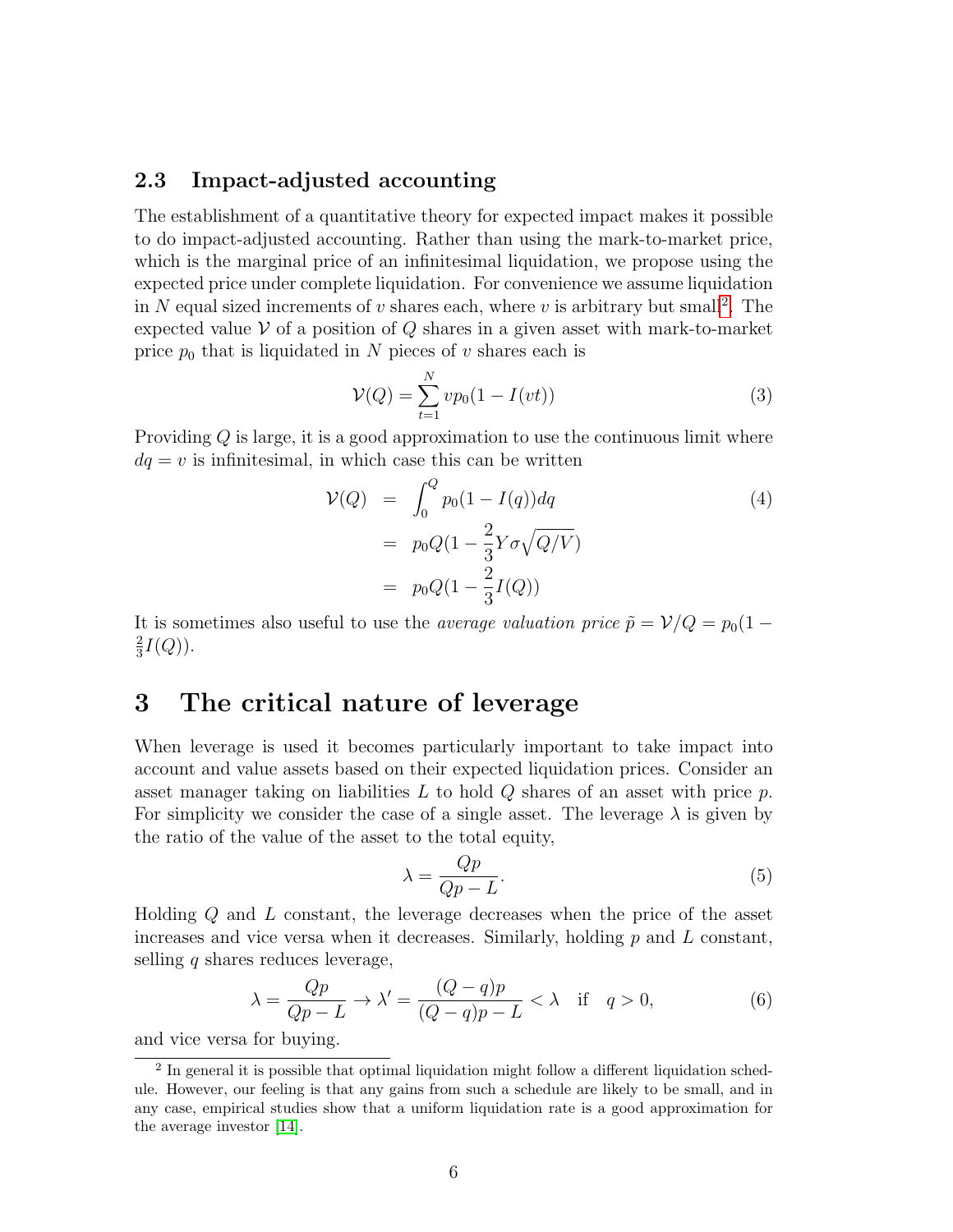### 2.3 Impact-adjusted accounting

The establishment of a quantitative theory for expected impact makes it possible to do impact-adjusted accounting. Rather than using the mark-to-market price, which is the marginal price of an infinitesimal liquidation, we propose using the expected price under complete liquidation. For convenience we assume liquidation in $N$ equal sized increments of $v$ shares each, where $v$ is arbitrary but small[2]. The expected value $\mathcal{V}$ of a position of $Q$ shares in a given asset with mark-to-market price $p_0$ that is liquidated in $N$ pieces of $v$ shares each is

$$\mathcal{V}(Q) = \sum_{t=1}^{N} v p_0 (1 - I(vt)) \tag{3}$$

Providing $Q$ is large, it is a good approximation to use the continuous limit where $dq = v$ is infinitesimal, in which case this can be written

$$\begin{aligned} \mathcal{V}(Q) &= \int_0^Q p_0(1 - I(q))dq \\ &= p_0 Q(1 - \frac{2}{3} Y \sigma \sqrt{Q/V}) \\ &= p_0 Q(1 - \frac{2}{3} I(Q)) \end{aligned} \tag{4}$$

It is sometimes also useful to use the *average valuation price* $\tilde{p} = \mathcal{V}/Q = p_0(1 - \frac{2}{3} I(Q))$.

# 3 The critical nature of leverage

When leverage is used it becomes particularly important to take impact into account and value assets based on their expected liquidation prices. Consider an asset manager taking on liabilities $L$ to hold $Q$ shares of an asset with price $p$. For simplicity we consider the case of a single asset. The leverage $\lambda$ is given by the ratio of the value of the asset to the total equity,

$$\lambda = \frac{Qp}{Qp - L}. \tag{5}$$

Holding $Q$ and $L$ constant, the leverage decreases when the price of the asset increases and vice versa when it decreases. Similarly, holding $p$ and $L$ constant, selling $q$ shares reduces leverage,

$$\lambda = \frac{Qp}{Qp - L} \rightarrow \lambda' = \frac{(Q - q)p}{(Q - q)p - L} < \lambda \quad \text{if} \quad q > 0, \tag{6}$$

and vice versa for buying.

[2] In general it is possible that optimal liquidation might follow a different liquidation schedule. However, our feeling is that any gains from such a schedule are likely to be small, and in any case, empirical studies show that a uniform liquidation rate is a good approximation for the average investor [14].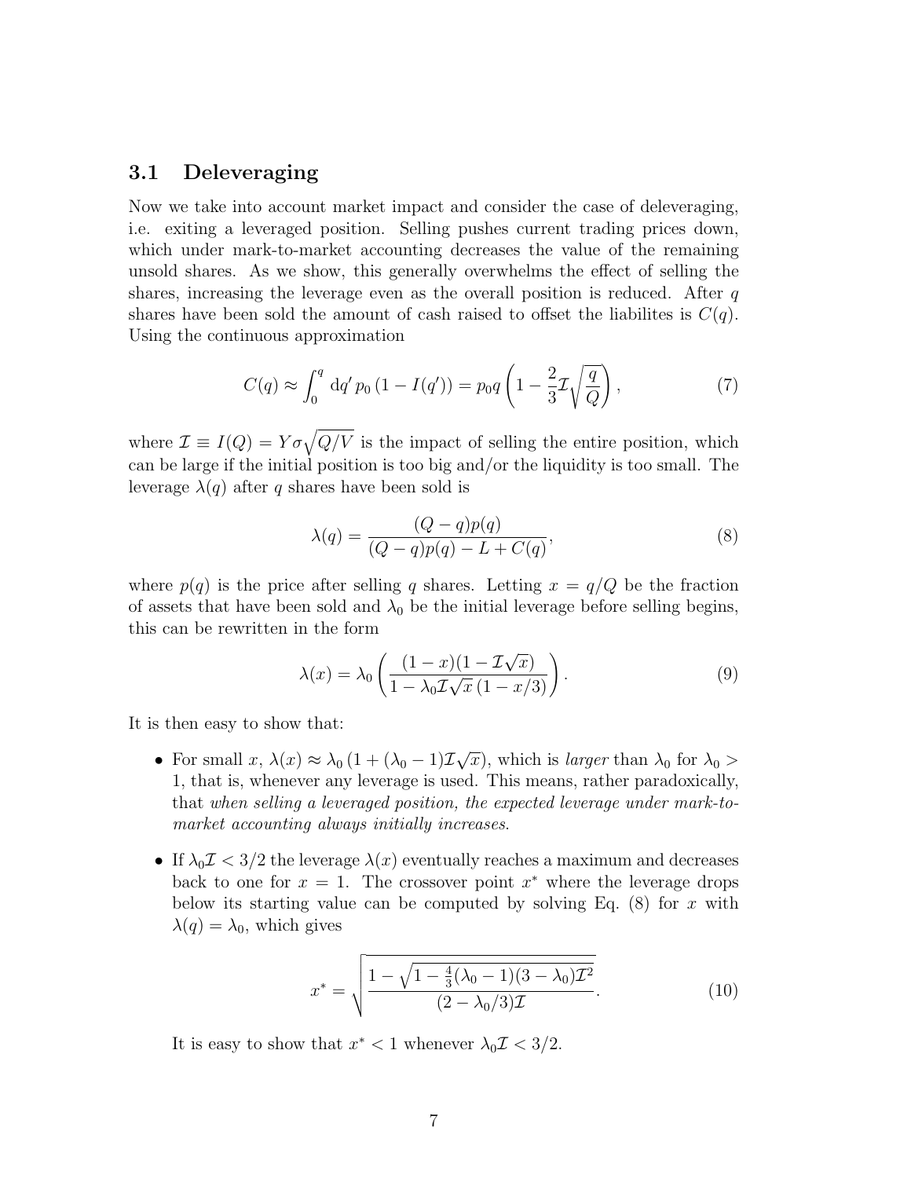### 3.1 Deleveraging

Now we take into account market impact and consider the case of deleveraging, i.e. exiting a leveraged position. Selling pushes current trading prices down, which under mark-to-market accounting decreases the value of the remaining unsold shares. As we show, this generally overwhelms the effect of selling the shares, increasing the leverage even as the overall position is reduced. After $q$ shares have been sold the amount of cash raised to offset the liabilites is $C(q)$. Using the continuous approximation

$$C(q) \approx \int_0^q \mathrm{d}q' \, p_0 \left(1 - I(q')\right) = p_0 q \left(1 - \frac{2}{3}\mathcal{I}\sqrt{\frac{q}{Q}}\right), \tag{7}$$

where $\mathcal{I} \equiv I(Q) = Y\sigma\sqrt{Q/V}$ is the impact of selling the entire position, which can be large if the initial position is too big and/or the liquidity is too small. The leverage $\lambda(q)$ after $q$ shares have been sold is

$$\lambda(q) = \frac{(Q-q)p(q)}{(Q-q)p(q) - L + C(q)}, \tag{8}$$

where $p(q)$ is the price after selling $q$ shares. Letting $x = q/Q$ be the fraction of assets that have been sold and $\lambda_0$ be the initial leverage before selling begins, this can be rewritten in the form

$$\lambda(x) = \lambda_0 \left( \frac{(1-x)(1-\mathcal{I}\sqrt{x})}{1 - \lambda_0 \mathcal{I}\sqrt{x}\,(1-x/3)} \right). \tag{9}$$

It is then easy to show that:

- For small $x$, $\lambda(x) \approx \lambda_0\left(1 + (\lambda_0 - 1)\mathcal{I}\sqrt{x}\right)$, which is *larger* than $\lambda_0$ for $\lambda_0 > 1$, that is, whenever any leverage is used. This means, rather paradoxically, that *when selling a leveraged position, the expected leverage under mark-to-market accounting always initially increases.*

- If $\lambda_0 \mathcal{I} < 3/2$ the leverage $\lambda(x)$ eventually reaches a maximum and decreases back to one for $x = 1$. The crossover point $x^*$ where the leverage drops below its starting value can be computed by solving Eq. (8) for $x$ with $\lambda(q) = \lambda_0$, which gives

$$x^* = \sqrt{\frac{1 - \sqrt{1 - \frac{4}{3}(\lambda_0 - 1)(3 - \lambda_0)\mathcal{I}^2}}{(2 - \lambda_0/3)\mathcal{I}}}. \tag{10}$$

  It is easy to show that $x^* < 1$ whenever $\lambda_0 \mathcal{I} < 3/2$.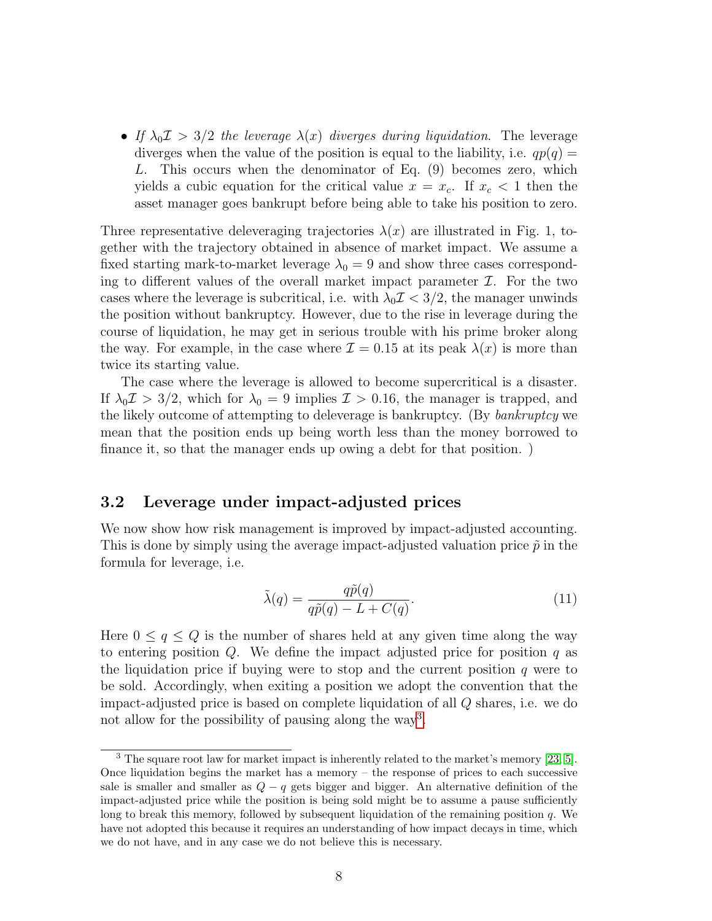- *If $\lambda_0 \mathcal{I} > 3/2$ the leverage $\lambda(x)$ diverges during liquidation.* The leverage diverges when the value of the position is equal to the liability, i.e. $qp(q) = L$. This occurs when the denominator of Eq. (9) becomes zero, which yields a cubic equation for the critical value $x = x_c$. If $x_c < 1$ then the asset manager goes bankrupt before being able to take his position to zero.

Three representative deleveraging trajectories $\lambda(x)$ are illustrated in Fig. 1, together with the trajectory obtained in absence of market impact. We assume a fixed starting mark-to-market leverage $\lambda_0 = 9$ and show three cases corresponding to different values of the overall market impact parameter $\mathcal{I}$. For the two cases where the leverage is subcritical, i.e. with $\lambda_0 \mathcal{I} < 3/2$, the manager unwinds the position without bankruptcy. However, due to the rise in leverage during the course of liquidation, he may get in serious trouble with his prime broker along the way. For example, in the case where $\mathcal{I} = 0.15$ at its peak $\lambda(x)$ is more than twice its starting value.

The case where the leverage is allowed to become supercritical is a disaster. If $\lambda_0 \mathcal{I} > 3/2$, which for $\lambda_0 = 9$ implies $\mathcal{I} > 0.16$, the manager is trapped, and the likely outcome of attempting to deleverage is bankruptcy. (By *bankruptcy* we mean that the position ends up being worth less than the money borrowed to finance it, so that the manager ends up owing a debt for that position. )

### 3.2 Leverage under impact-adjusted prices

We now show how risk management is improved by impact-adjusted accounting. This is done by simply using the average impact-adjusted valuation price $\tilde{p}$ in the formula for leverage, i.e.

$$\tilde{\lambda}(q) = \frac{q\tilde{p}(q)}{q\tilde{p}(q) - L + C(q)}. \tag{11}$$

Here $0 \leq q \leq Q$ is the number of shares held at any given time along the way to entering position $Q$. We define the impact adjusted price for position $q$ as the liquidation price if buying were to stop and the current position $q$ were to be sold. Accordingly, when exiting a position we adopt the convention that the impact-adjusted price is based on complete liquidation of all $Q$ shares, i.e. we do not allow for the possibility of pausing along the way[3].

[3] The square root law for market impact is inherently related to the market's memory [23, 5]. Once liquidation begins the market has a memory – the response of prices to each successive sale is smaller and smaller as $Q - q$ gets bigger and bigger. An alternative definition of the impact-adjusted price while the position is being sold might be to assume a pause sufficiently long to break this memory, followed by subsequent liquidation of the remaining position $q$. We have not adopted this because it requires an understanding of how impact decays in time, which we do not have, and in any case we do not believe this is necessary.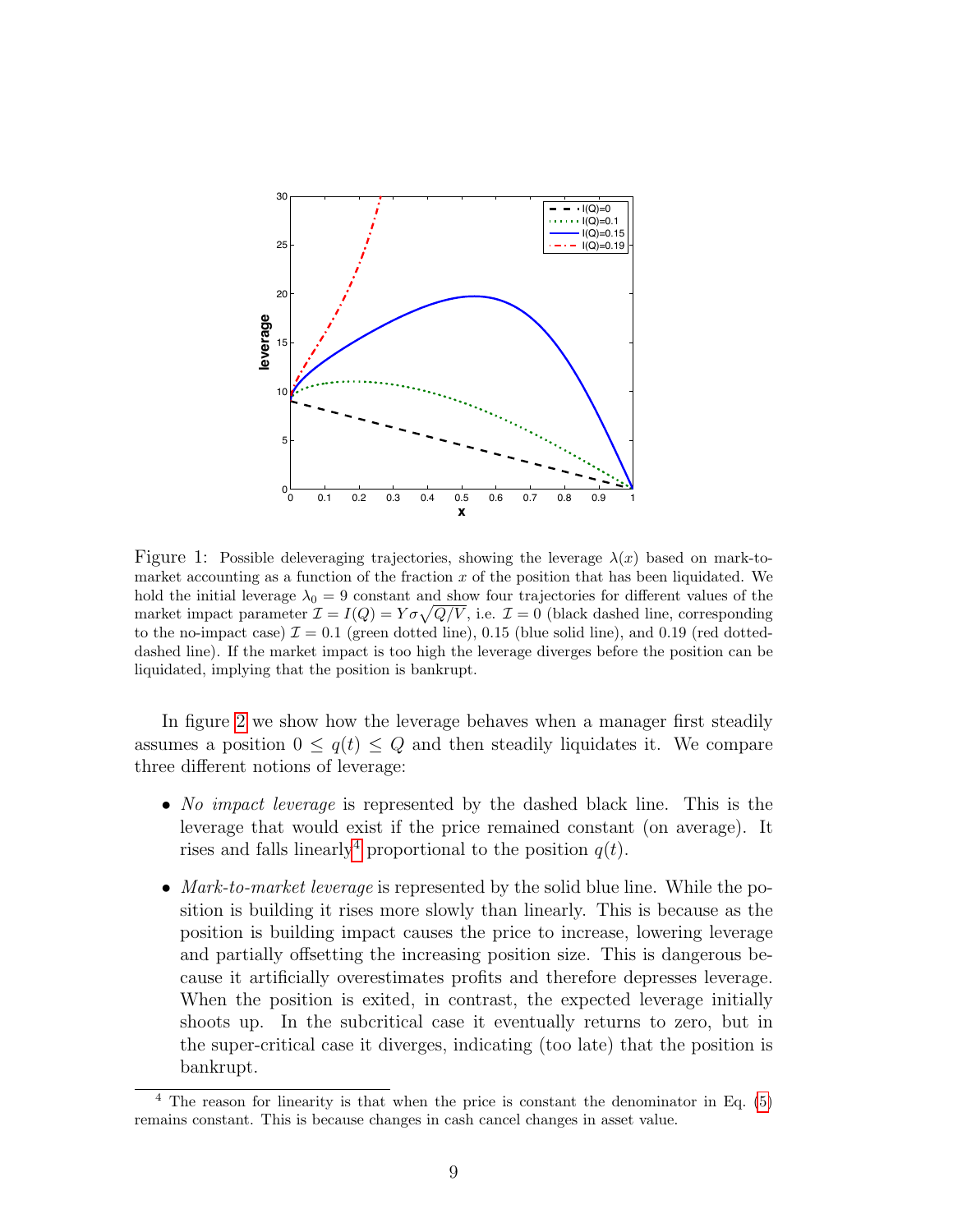Figure 1: Possible deleveraging trajectories, showing the leverage $\lambda(x)$ based on mark-to-market accounting as a function of the fraction $x$ of the position that has been liquidated. We hold the initial leverage $\lambda_0 = 9$ constant and show four trajectories for different values of the market impact parameter $\mathcal{I} = I(Q) = Y\sigma\sqrt{Q/V}$, i.e. $\mathcal{I} = 0$ (black dashed line, corresponding to the no-impact case) $\mathcal{I} = 0.1$ (green dotted line), 0.15 (blue solid line), and 0.19 (red dotted-dashed line). If the market impact is too high the leverage diverges before the position can be liquidated, implying that the position is bankrupt.

In figure 2 we show how the leverage behaves when a manager first steadily assumes a position $0 \leq q(t) \leq Q$ and then steadily liquidates it. We compare three different notions of leverage:

- *No impact leverage* is represented by the dashed black line. This is the leverage that would exist if the price remained constant (on average). It rises and falls linearly[4] proportional to the position $q(t)$.
- *Mark-to-market leverage* is represented by the solid blue line. While the position is building it rises more slowly than linearly. This is because as the position is building impact causes the price to increase, lowering leverage and partially offsetting the increasing position size. This is dangerous because it artificially overestimates profits and therefore depresses leverage. When the position is exited, in contrast, the expected leverage initially shoots up. In the subcritical case it eventually returns to zero, but in the super-critical case it diverges, indicating (too late) that the position is bankrupt.

[4] The reason for linearity is that when the price is constant the denominator in Eq. (5) remains constant. This is because changes in cash cancel changes in asset value.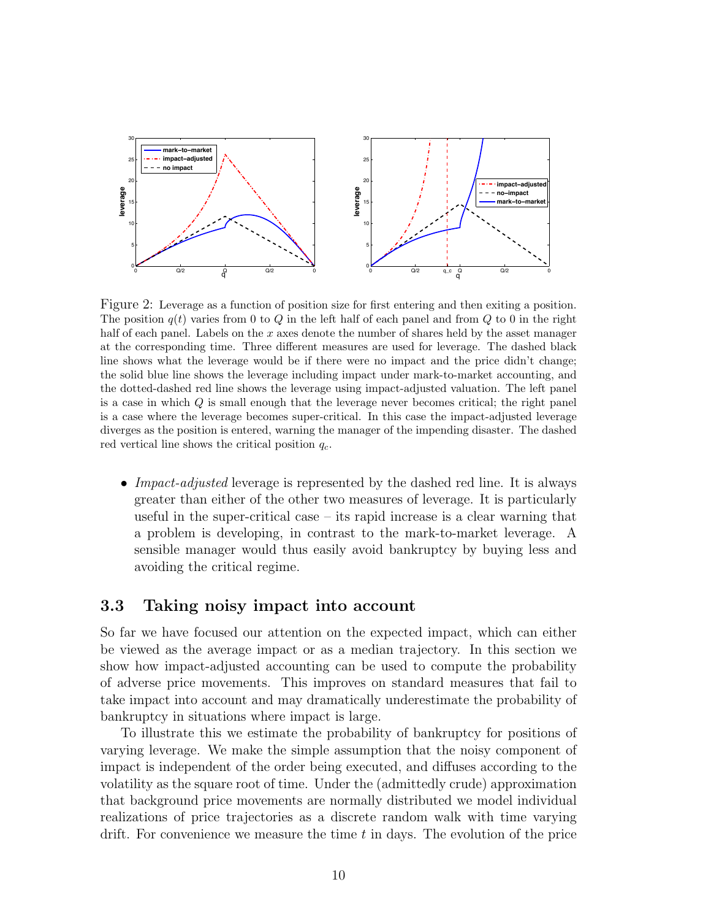Figure 2: Leverage as a function of position size for first entering and then exiting a position. The position $q(t)$ varies from 0 to $Q$ in the left half of each panel and from $Q$ to 0 in the right half of each panel. Labels on the $x$ axes denote the number of shares held by the asset manager at the corresponding time. Three different measures are used for leverage. The dashed black line shows what the leverage would be if there were no impact and the price didn't change; the solid blue line shows the leverage including impact under mark-to-market accounting, and the dotted-dashed red line shows the leverage using impact-adjusted valuation. The left panel is a case in which $Q$ is small enough that the leverage never becomes critical; the right panel is a case where the leverage becomes super-critical. In this case the impact-adjusted leverage diverges as the position is entered, warning the manager of the impending disaster. The dashed red vertical line shows the critical position $q_c$.

- *Impact-adjusted* leverage is represented by the dashed red line. It is always greater than either of the other two measures of leverage. It is particularly useful in the super-critical case – its rapid increase is a clear warning that a problem is developing, in contrast to the mark-to-market leverage. A sensible manager would thus easily avoid bankruptcy by buying less and avoiding the critical regime.

### 3.3 Taking noisy impact into account

So far we have focused our attention on the expected impact, which can either be viewed as the average impact or as a median trajectory. In this section we show how impact-adjusted accounting can be used to compute the probability of adverse price movements. This improves on standard measures that fail to take impact into account and may dramatically underestimate the probability of bankruptcy in situations where impact is large.

To illustrate this we estimate the probability of bankruptcy for positions of varying leverage. We make the simple assumption that the noisy component of impact is independent of the order being executed, and diffuses according to the volatility as the square root of time. Under the (admittedly crude) approximation that background price movements are normally distributed we model individual realizations of price trajectories as a discrete random walk with time varying drift. For convenience we measure the time $t$ in days. The evolution of the price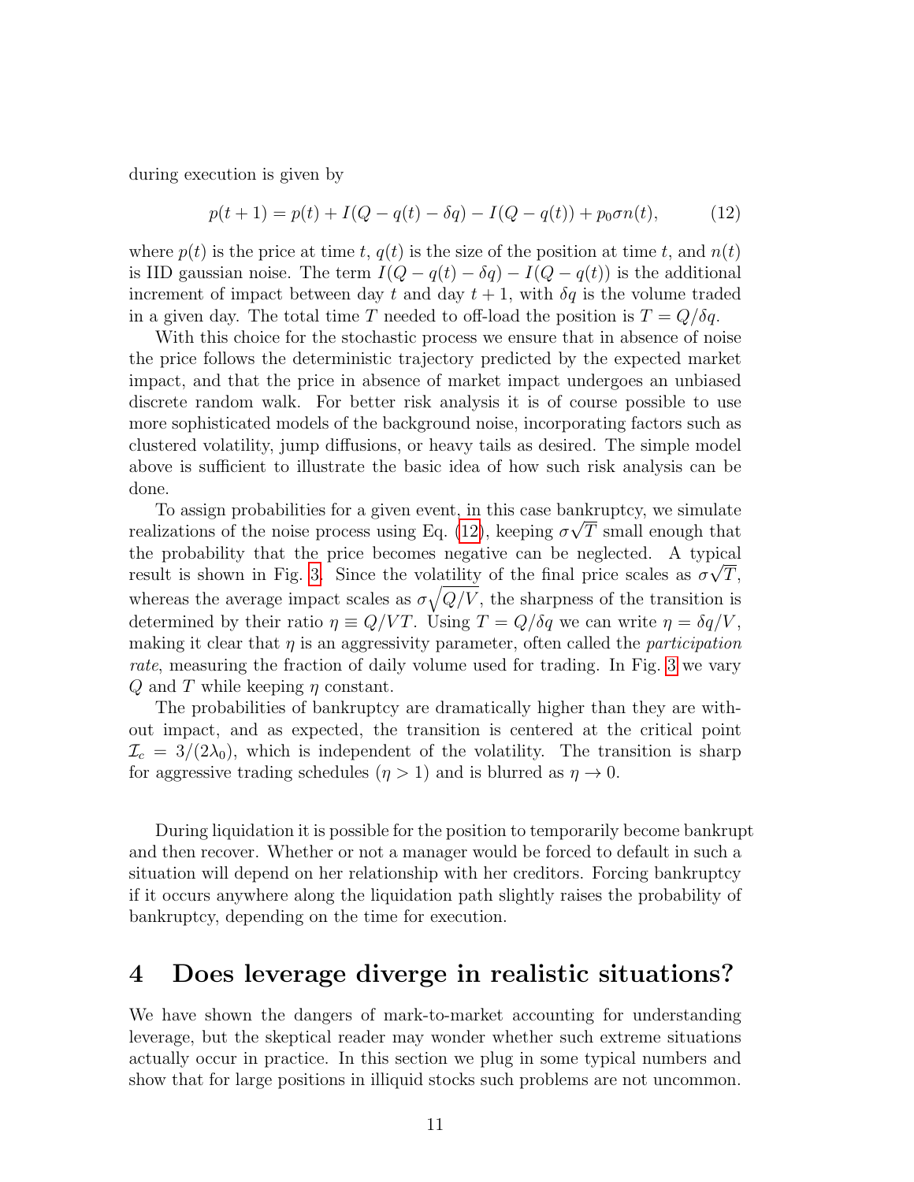during execution is given by

$$p(t+1) = p(t) + I(Q - q(t) - \delta q) - I(Q - q(t)) + p_0 \sigma n(t), \tag{12}$$

where $p(t)$ is the price at time $t$, $q(t)$ is the size of the position at time $t$, and $n(t)$ is IID gaussian noise. The term $I(Q - q(t) - \delta q) - I(Q - q(t))$ is the additional increment of impact between day $t$ and day $t+1$, with $\delta q$ is the volume traded in a given day. The total time $T$ needed to off-load the position is $T = Q/\delta q$.

With this choice for the stochastic process we ensure that in absence of noise the price follows the deterministic trajectory predicted by the expected market impact, and that the price in absence of market impact undergoes an unbiased discrete random walk. For better risk analysis it is of course possible to use more sophisticated models of the background noise, incorporating factors such as clustered volatility, jump diffusions, or heavy tails as desired. The simple model above is sufficient to illustrate the basic idea of how such risk analysis can be done.

To assign probabilities for a given event, in this case bankruptcy, we simulate realizations of the noise process using Eq. (12), keeping $\sigma\sqrt{T}$ small enough that the probability that the price becomes negative can be neglected. A typical result is shown in Fig. 3. Since the volatility of the final price scales as $\sigma\sqrt{T}$, whereas the average impact scales as $\sigma\sqrt{Q/V}$, the sharpness of the transition is determined by their ratio $\eta \equiv Q/VT$. Using $T = Q/\delta q$ we can write $\eta = \delta q/V$, making it clear that $\eta$ is an aggressivity parameter, often called the *participation rate*, measuring the fraction of daily volume used for trading. In Fig. 3 we vary $Q$ and $T$ while keeping $\eta$ constant.

The probabilities of bankruptcy are dramatically higher than they are without impact, and as expected, the transition is centered at the critical point $\mathcal{I}_c = 3/(2\lambda_0)$, which is independent of the volatility. The transition is sharp for aggressive trading schedules ($\eta > 1$) and is blurred as $\eta \to 0$.

During liquidation it is possible for the position to temporarily become bankrupt and then recover. Whether or not a manager would be forced to default in such a situation will depend on her relationship with her creditors. Forcing bankruptcy if it occurs anywhere along the liquidation path slightly raises the probability of bankruptcy, depending on the time for execution.

# 4 Does leverage diverge in realistic situations?

We have shown the dangers of mark-to-market accounting for understanding leverage, but the skeptical reader may wonder whether such extreme situations actually occur in practice. In this section we plug in some typical numbers and show that for large positions in illiquid stocks such problems are not uncommon.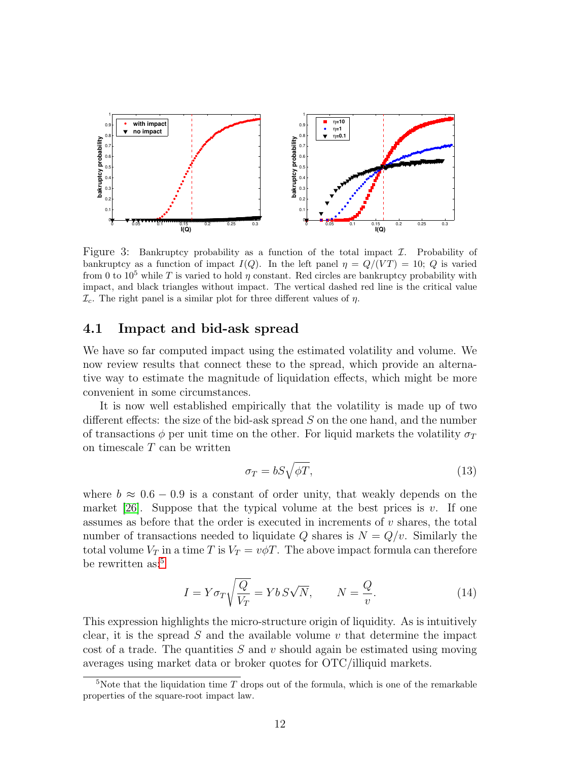Figure 3: Bankruptcy probability as a function of the total impact $\mathcal{I}$. Probability of bankruptcy as a function of impact $I(Q)$. In the left panel $\eta = Q/(VT) = 10$; $Q$ is varied from 0 to $10^5$ while $T$ is varied to hold $\eta$ constant. Red circles are bankruptcy probability with impact, and black triangles without impact. The vertical dashed red line is the critical value $\mathcal{I}_c$. The right panel is a similar plot for three different values of $\eta$.

### 4.1 Impact and bid-ask spread

We have so far computed impact using the estimated volatility and volume. We now review results that connect these to the spread, which provide an alternative way to estimate the magnitude of liquidation effects, which might be more convenient in some circumstances.

It is now well established empirically that the volatility is made up of two different effects: the size of the bid-ask spread $S$ on the one hand, and the number of transactions $\phi$ per unit time on the other. For liquid markets the volatility $\sigma_T$ on timescale $T$ can be written

$$\sigma_T = bS\sqrt{\phi T}, \tag{13}$$

where $b \approx 0.6 - 0.9$ is a constant of order unity, that weakly depends on the market [26]. Suppose that the typical volume at the best prices is $v$. If one assumes as before that the order is executed in increments of $v$ shares, the total number of transactions needed to liquidate $Q$ shares is $N = Q/v$. Similarly the total volume $V_T$ in a time $T$ is $V_T = v\phi T$. The above impact formula can therefore be rewritten as:[5]

$$I = Y\sigma_T\sqrt{\frac{Q}{V_T}} = Y b\, S\sqrt{N}, \qquad N = \frac{Q}{v}. \tag{14}$$

This expression highlights the micro-structure origin of liquidity. As is intuitively clear, it is the spread $S$ and the available volume $v$ that determine the impact cost of a trade. The quantities $S$ and $v$ should again be estimated using moving averages using market data or broker quotes for OTC/illiquid markets.

[5] Note that the liquidation time $T$ drops out of the formula, which is one of the remarkable properties of the square-root impact law.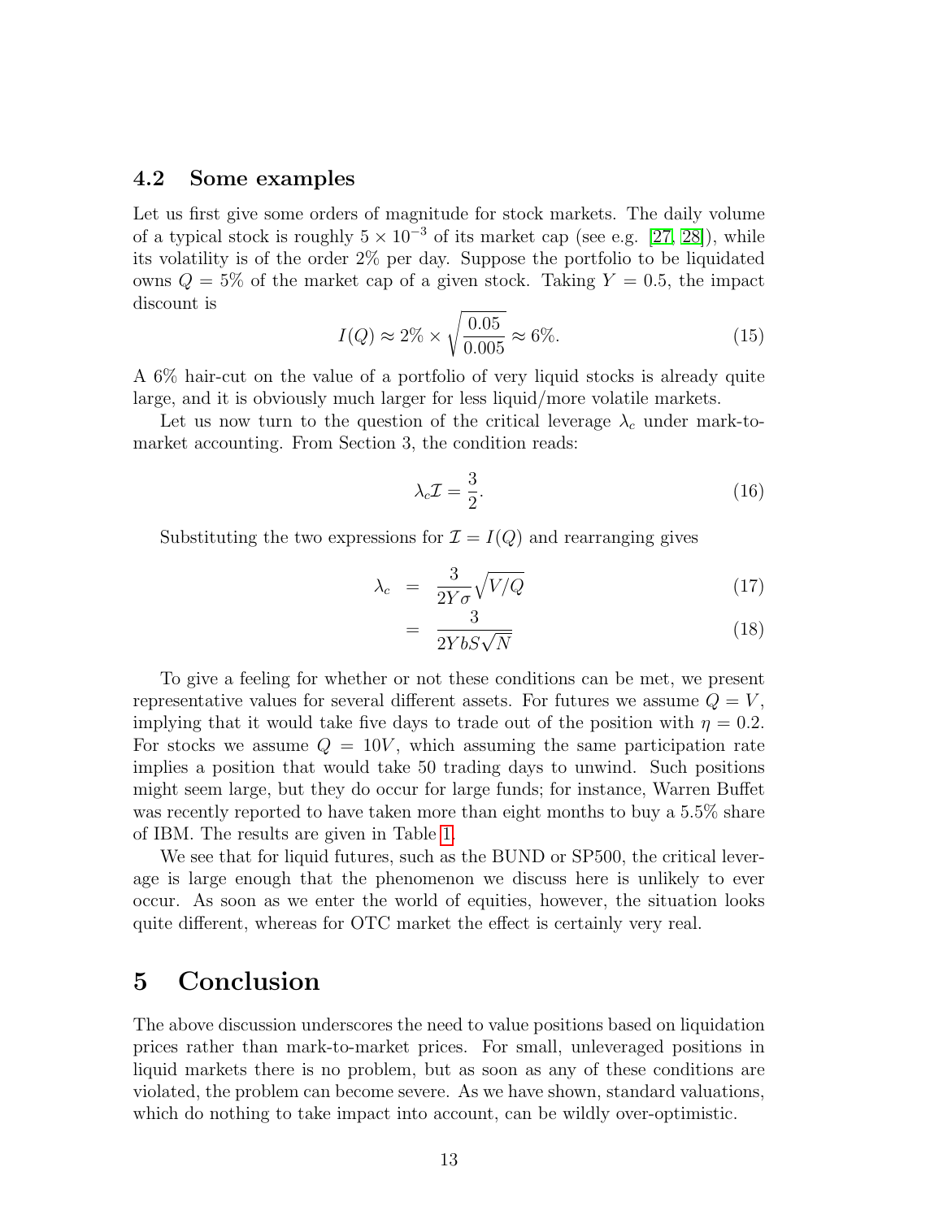### 4.2 Some examples

Let us first give some orders of magnitude for stock markets. The daily volume of a typical stock is roughly $5 \times 10^{-3}$ of its market cap (see e.g. [27, 28]), while its volatility is of the order 2% per day. Suppose the portfolio to be liquidated owns $Q = 5\%$ of the market cap of a given stock. Taking $Y = 0.5$, the impact discount is

$$I(Q) \approx 2\% \times \sqrt{\frac{0.05}{0.005}} \approx 6\%. \tag{15}$$

A 6% hair-cut on the value of a portfolio of very liquid stocks is already quite large, and it is obviously much larger for less liquid/more volatile markets.

Let us now turn to the question of the critical leverage $\lambda_c$ under mark-to-market accounting. From Section 3, the condition reads:

$$\lambda_c \mathcal{I} = \frac{3}{2}. \tag{16}$$

Substituting the two expressions for $\mathcal{I} = I(Q)$ and rearranging gives

$$\lambda_c = \frac{3}{2Y\sigma}\sqrt{V/Q} \tag{17}$$

$$= \frac{3}{2YbS\sqrt{N}} \tag{18}$$

To give a feeling for whether or not these conditions can be met, we present representative values for several different assets. For futures we assume $Q = V$, implying that it would take five days to trade out of the position with $\eta = 0.2$. For stocks we assume $Q = 10V$, which assuming the same participation rate implies a position that would take 50 trading days to unwind. Such positions might seem large, but they do occur for large funds; for instance, Warren Buffet was recently reported to have taken more than eight months to buy a 5.5% share of IBM. The results are given in Table 1.

We see that for liquid futures, such as the BUND or SP500, the critical leverage is large enough that the phenomenon we discuss here is unlikely to ever occur. As soon as we enter the world of equities, however, the situation looks quite different, whereas for OTC market the effect is certainly very real.

## 5 Conclusion

The above discussion underscores the need to value positions based on liquidation prices rather than mark-to-market prices. For small, unleveraged positions in liquid markets there is no problem, but as soon as any of these conditions are violated, the problem can become severe. As we have shown, standard valuations, which do nothing to take impact into account, can be wildly over-optimistic.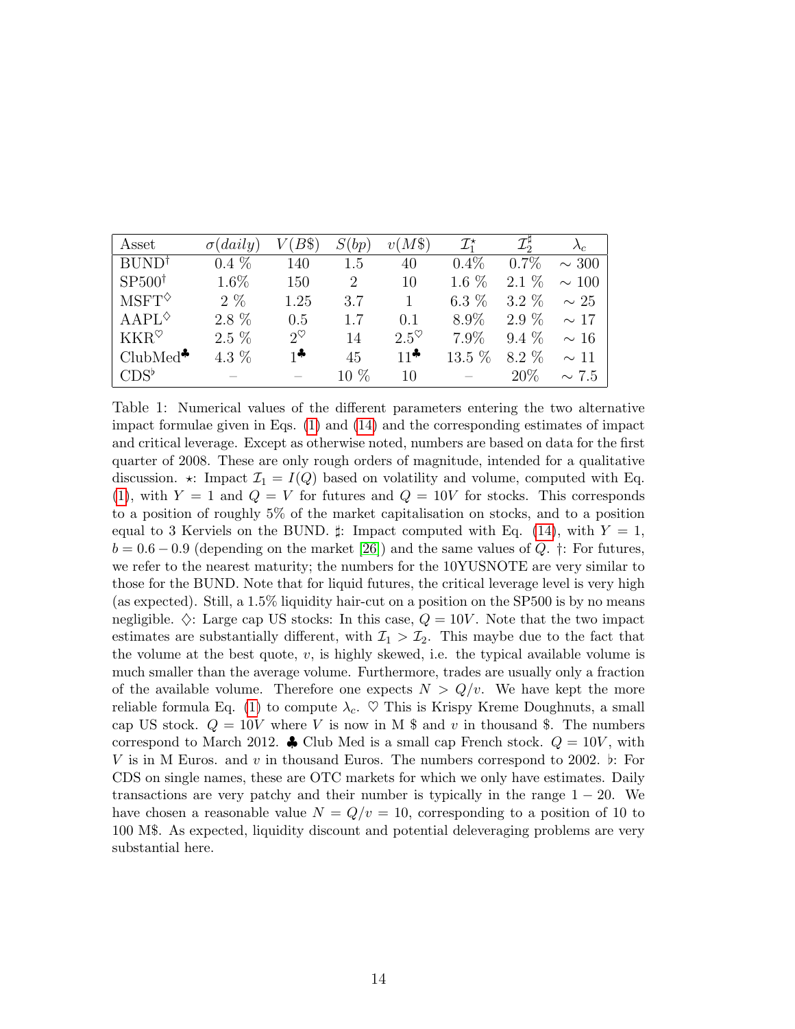| Asset | $\sigma(daily)$ | $V(B\$)$ | $S(bp)$ | $v(M\$)$ | $\mathcal{I}_1^\star$ | $\mathcal{I}_2^\sharp$ | $\lambda_c$ |
|---|---|---|---|---|---|---|---|
| BUND$^\dagger$ | 0.4 % | 140 | 1.5 | 40 | 0.4% | 0.7% | $\sim 300$ |
| SP500$^\dagger$ | 1.6% | 150 | 2 | 10 | 1.6 % | 2.1 % | $\sim 100$ |
| MSFT$^\diamondsuit$ | 2 % | 1.25 | 3.7 | 1 | 6.3 % | 3.2 % | $\sim 25$ |
| AAPL$^\diamondsuit$ | 2.8 % | 0.5 | 1.7 | 0.1 | 8.9% | 2.9 % | $\sim 17$ |
| KKR$^\heartsuit$ | 2.5 % | $2^\heartsuit$ | 14 | $2.5^\heartsuit$ | 7.9% | 9.4 % | $\sim 16$ |
| ClubMed$^\clubsuit$ | 4.3 % | $1^\clubsuit$ | 45 | $11^\clubsuit$ | 13.5 % | 8.2 % | $\sim 11$ |
| CDS$^\flat$ | – | – | 10 % | 10 | – | 20% | $\sim 7.5$ |

Table 1: Numerical values of the different parameters entering the two alternative impact formulae given in Eqs. (1) and (14) and the corresponding estimates of impact and critical leverage. Except as otherwise noted, numbers are based on data for the first quarter of 2008. These are only rough orders of magnitude, intended for a qualitative discussion. $\star$: Impact $\mathcal{I}_1 = I(Q)$ based on volatility and volume, computed with Eq. (1), with $Y = 1$ and $Q = V$ for futures and $Q = 10V$ for stocks. This corresponds to a position of roughly 5% of the market capitalisation on stocks, and to a position equal to 3 Kerviels on the BUND. $\sharp$: Impact computed with Eq. (14), with $Y = 1$, $b = 0.6 - 0.9$ (depending on the market [26]) and the same values of $Q$. $\dagger$: For futures, we refer to the nearest maturity; the numbers for the 10YUSNOTE are very similar to those for the BUND. Note that for liquid futures, the critical leverage level is very high (as expected). Still, a 1.5% liquidity hair-cut on a position on the SP500 is by no means negligible. $\diamondsuit$: Large cap US stocks: In this case, $Q = 10V$. Note that the two impact estimates are substantially different, with $\mathcal{I}_1 > \mathcal{I}_2$. This maybe due to the fact that the volume at the best quote, $v$, is highly skewed, i.e. the typical available volume is much smaller than the average volume. Furthermore, trades are usually only a fraction of the available volume. Therefore one expects $N > Q/v$. We have kept the more reliable formula Eq. (1) to compute $\lambda_c$. $\heartsuit$ This is Krispy Kreme Doughnuts, a small cap US stock. $Q = 10V$ where $V$ is now in M \$ and $v$ in thousand \$. The numbers correspond to March 2012. $\clubsuit$ Club Med is a small cap French stock. $Q = 10V$, with $V$ is in M Euros. and $v$ in thousand Euros. The numbers correspond to 2002. $\flat$: For CDS on single names, these are OTC markets for which we only have estimates. Daily transactions are very patchy and their number is typically in the range $1 - 20$. We have chosen a reasonable value $N = Q/v = 10$, corresponding to a position of 10 to 100 M\$. As expected, liquidity discount and potential deleveraging problems are very substantial here.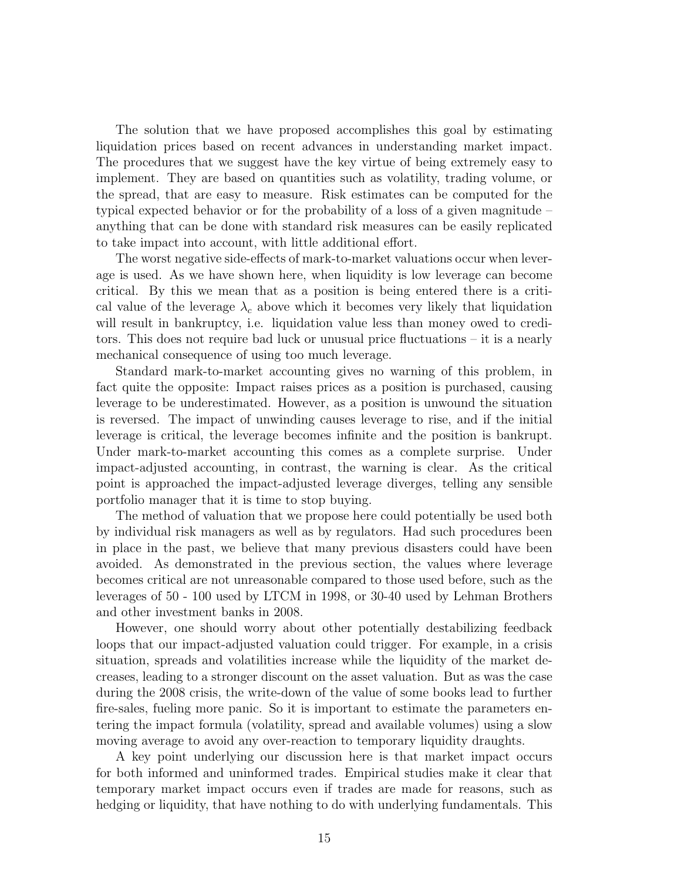The solution that we have proposed accomplishes this goal by estimating liquidation prices based on recent advances in understanding market impact. The procedures that we suggest have the key virtue of being extremely easy to implement. They are based on quantities such as volatility, trading volume, or the spread, that are easy to measure. Risk estimates can be computed for the typical expected behavior or for the probability of a loss of a given magnitude – anything that can be done with standard risk measures can be easily replicated to take impact into account, with little additional effort.

The worst negative side-effects of mark-to-market valuations occur when leverage is used. As we have shown here, when liquidity is low leverage can become critical. By this we mean that as a position is being entered there is a critical value of the leverage $\lambda_c$ above which it becomes very likely that liquidation will result in bankruptcy, i.e. liquidation value less than money owed to creditors. This does not require bad luck or unusual price fluctuations – it is a nearly mechanical consequence of using too much leverage.

Standard mark-to-market accounting gives no warning of this problem, in fact quite the opposite: Impact raises prices as a position is purchased, causing leverage to be underestimated. However, as a position is unwound the situation is reversed. The impact of unwinding causes leverage to rise, and if the initial leverage is critical, the leverage becomes infinite and the position is bankrupt. Under mark-to-market accounting this comes as a complete surprise. Under impact-adjusted accounting, in contrast, the warning is clear. As the critical point is approached the impact-adjusted leverage diverges, telling any sensible portfolio manager that it is time to stop buying.

The method of valuation that we propose here could potentially be used both by individual risk managers as well as by regulators. Had such procedures been in place in the past, we believe that many previous disasters could have been avoided. As demonstrated in the previous section, the values where leverage becomes critical are not unreasonable compared to those used before, such as the leverages of 50 - 100 used by LTCM in 1998, or 30-40 used by Lehman Brothers and other investment banks in 2008.

However, one should worry about other potentially destabilizing feedback loops that our impact-adjusted valuation could trigger. For example, in a crisis situation, spreads and volatilities increase while the liquidity of the market decreases, leading to a stronger discount on the asset valuation. But as was the case during the 2008 crisis, the write-down of the value of some books lead to further fire-sales, fueling more panic. So it is important to estimate the parameters entering the impact formula (volatility, spread and available volumes) using a slow moving average to avoid any over-reaction to temporary liquidity draughts.

A key point underlying our discussion here is that market impact occurs for both informed and uninformed trades. Empirical studies make it clear that temporary market impact occurs even if trades are made for reasons, such as hedging or liquidity, that have nothing to do with underlying fundamentals. This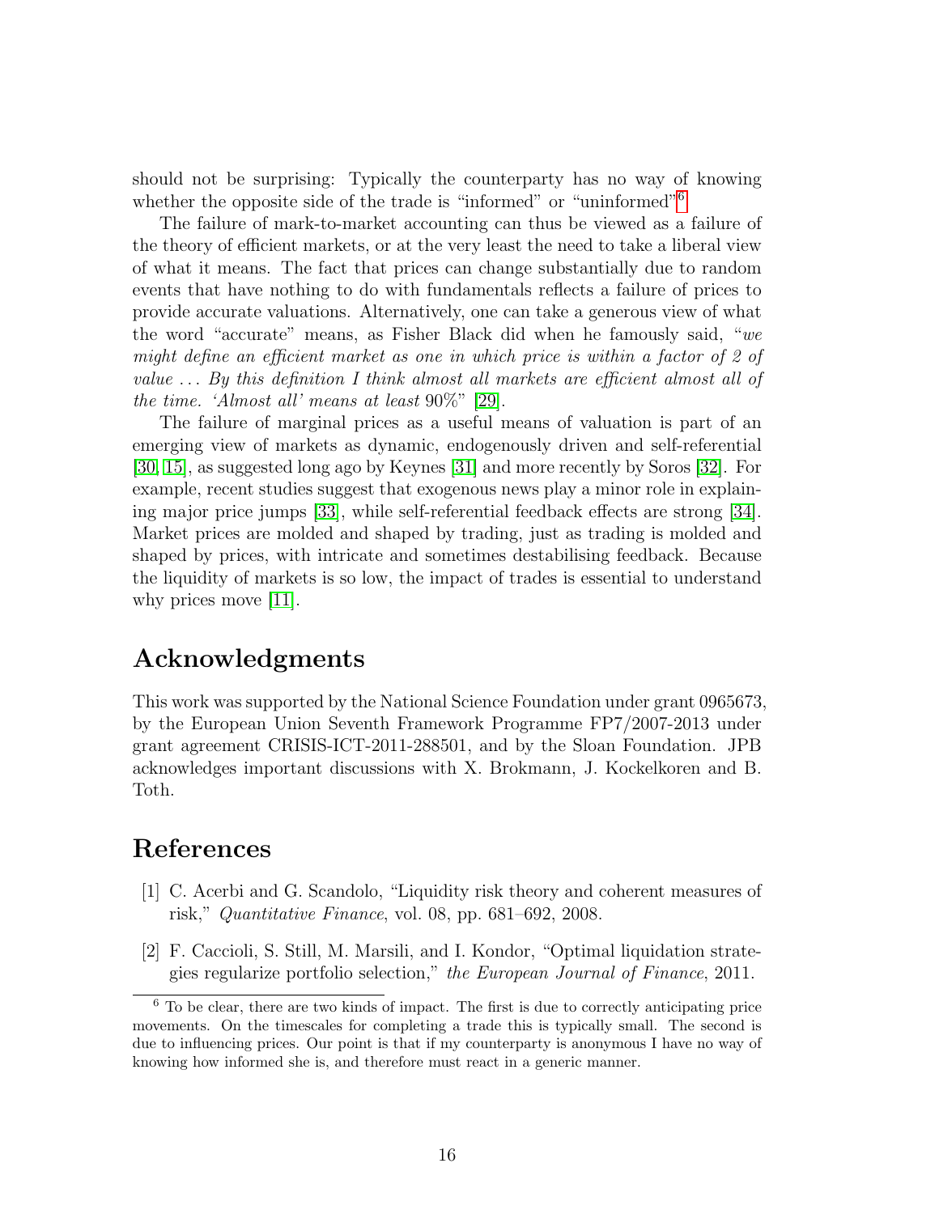should not be surprising: Typically the counterparty has no way of knowing whether the opposite side of the trade is "informed" or "uninformed"[6]

The failure of mark-to-market accounting can thus be viewed as a failure of the theory of efficient markets, or at the very least the need to take a liberal view of what it means. The fact that prices can change substantially due to random events that have nothing to do with fundamentals reflects a failure of prices to provide accurate valuations. Alternatively, one can take a generous view of what the word "accurate" means, as Fisher Black did when he famously said, "*we might define an efficient market as one in which price is within a factor of 2 of value ... By this definition I think almost all markets are efficient almost all of the time. 'Almost all' means at least* 90%" [29].

The failure of marginal prices as a useful means of valuation is part of an emerging view of markets as dynamic, endogenously driven and self-referential [30, 15], as suggested long ago by Keynes [31] and more recently by Soros [32]. For example, recent studies suggest that exogenous news play a minor role in explaining major price jumps [33], while self-referential feedback effects are strong [34]. Market prices are molded and shaped by trading, just as trading is molded and shaped by prices, with intricate and sometimes destabilising feedback. Because the liquidity of markets is so low, the impact of trades is essential to understand why prices move [11].

## Acknowledgments

This work was supported by the National Science Foundation under grant 0965673, by the European Union Seventh Framework Programme FP7/2007-2013 under grant agreement CRISIS-ICT-2011-288501, and by the Sloan Foundation. JPB acknowledges important discussions with X. Brokmann, J. Kockelkoren and B. Toth.

## References

[1] C. Acerbi and G. Scandolo, "Liquidity risk theory and coherent measures of risk," *Quantitative Finance*, vol. 08, pp. 681–692, 2008.

[2] F. Caccioli, S. Still, M. Marsili, and I. Kondor, "Optimal liquidation strategies regularize portfolio selection," *the European Journal of Finance*, 2011.

[6] To be clear, there are two kinds of impact. The first is due to correctly anticipating price movements. On the timescales for completing a trade this is typically small. The second is due to influencing prices. Our point is that if my counterparty is anonymous I have no way of knowing how informed she is, and therefore must react in a generic manner.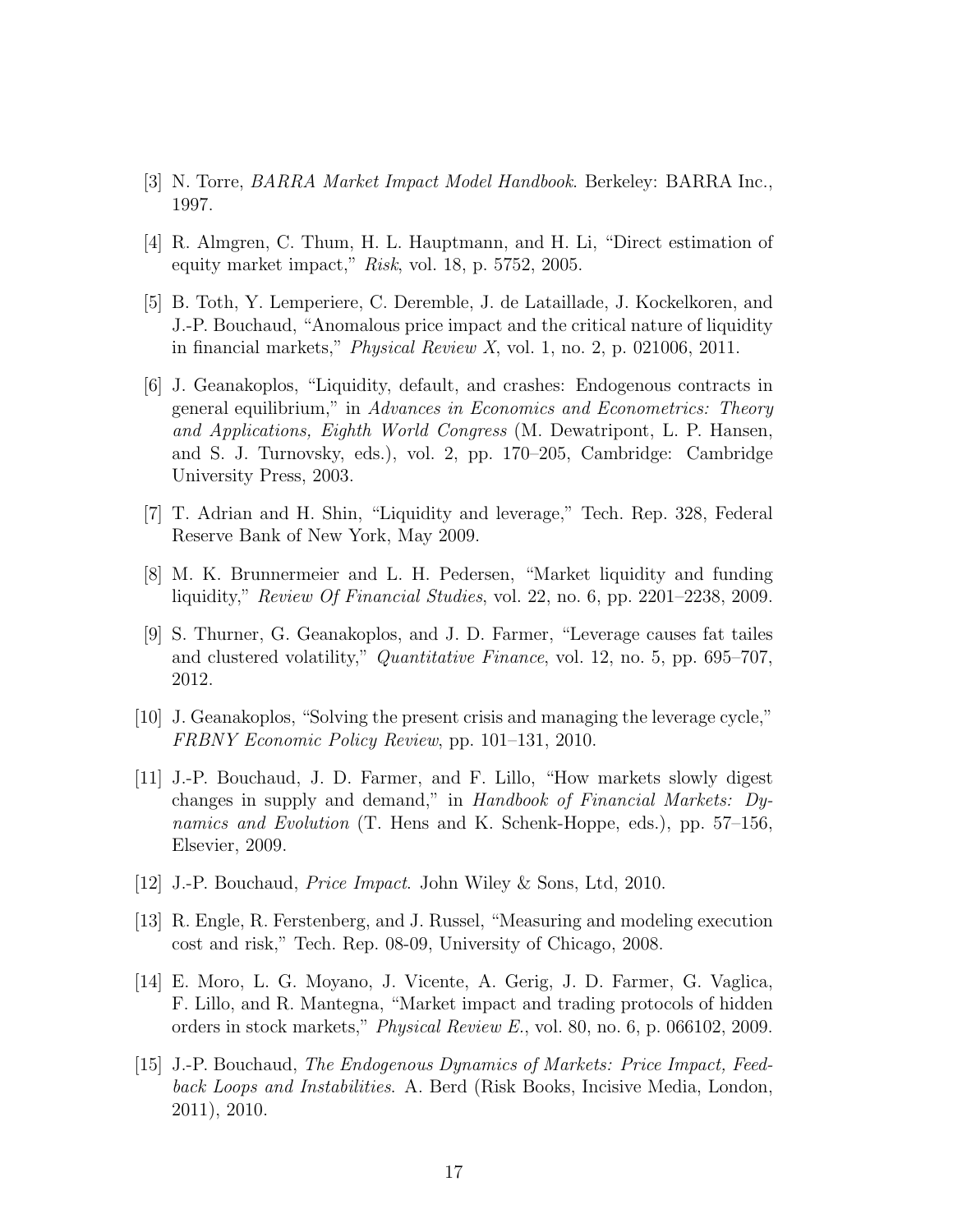[3] N. Torre, *BARRA Market Impact Model Handbook*. Berkeley: BARRA Inc., 1997.

[4] R. Almgren, C. Thum, H. L. Hauptmann, and H. Li, "Direct estimation of equity market impact," *Risk*, vol. 18, p. 5752, 2005.

[5] B. Toth, Y. Lemperiere, C. Deremble, J. de Lataillade, J. Kockelkoren, and J.-P. Bouchaud, "Anomalous price impact and the critical nature of liquidity in financial markets," *Physical Review X*, vol. 1, no. 2, p. 021006, 2011.

[6] J. Geanakoplos, "Liquidity, default, and crashes: Endogenous contracts in general equilibrium," in *Advances in Economics and Econometrics: Theory and Applications, Eighth World Congress* (M. Dewatripont, L. P. Hansen, and S. J. Turnovsky, eds.), vol. 2, pp. 170–205, Cambridge: Cambridge University Press, 2003.

[7] T. Adrian and H. Shin, "Liquidity and leverage," Tech. Rep. 328, Federal Reserve Bank of New York, May 2009.

[8] M. K. Brunnermeier and L. H. Pedersen, "Market liquidity and funding liquidity," *Review Of Financial Studies*, vol. 22, no. 6, pp. 2201–2238, 2009.

[9] S. Thurner, G. Geanakoplos, and J. D. Farmer, "Leverage causes fat tailes and clustered volatility," *Quantitative Finance*, vol. 12, no. 5, pp. 695–707, 2012.

[10] J. Geanakoplos, "Solving the present crisis and managing the leverage cycle," *FRBNY Economic Policy Review*, pp. 101–131, 2010.

[11] J.-P. Bouchaud, J. D. Farmer, and F. Lillo, "How markets slowly digest changes in supply and demand," in *Handbook of Financial Markets: Dynamics and Evolution* (T. Hens and K. Schenk-Hoppe, eds.), pp. 57–156, Elsevier, 2009.

[12] J.-P. Bouchaud, *Price Impact*. John Wiley & Sons, Ltd, 2010.

[13] R. Engle, R. Ferstenberg, and J. Russel, "Measuring and modeling execution cost and risk," Tech. Rep. 08-09, University of Chicago, 2008.

[14] E. Moro, L. G. Moyano, J. Vicente, A. Gerig, J. D. Farmer, G. Vaglica, F. Lillo, and R. Mantegna, "Market impact and trading protocols of hidden orders in stock markets," *Physical Review E.*, vol. 80, no. 6, p. 066102, 2009.

[15] J.-P. Bouchaud, *The Endogenous Dynamics of Markets: Price Impact, Feedback Loops and Instabilities*. A. Berd (Risk Books, Incisive Media, London, 2011), 2010.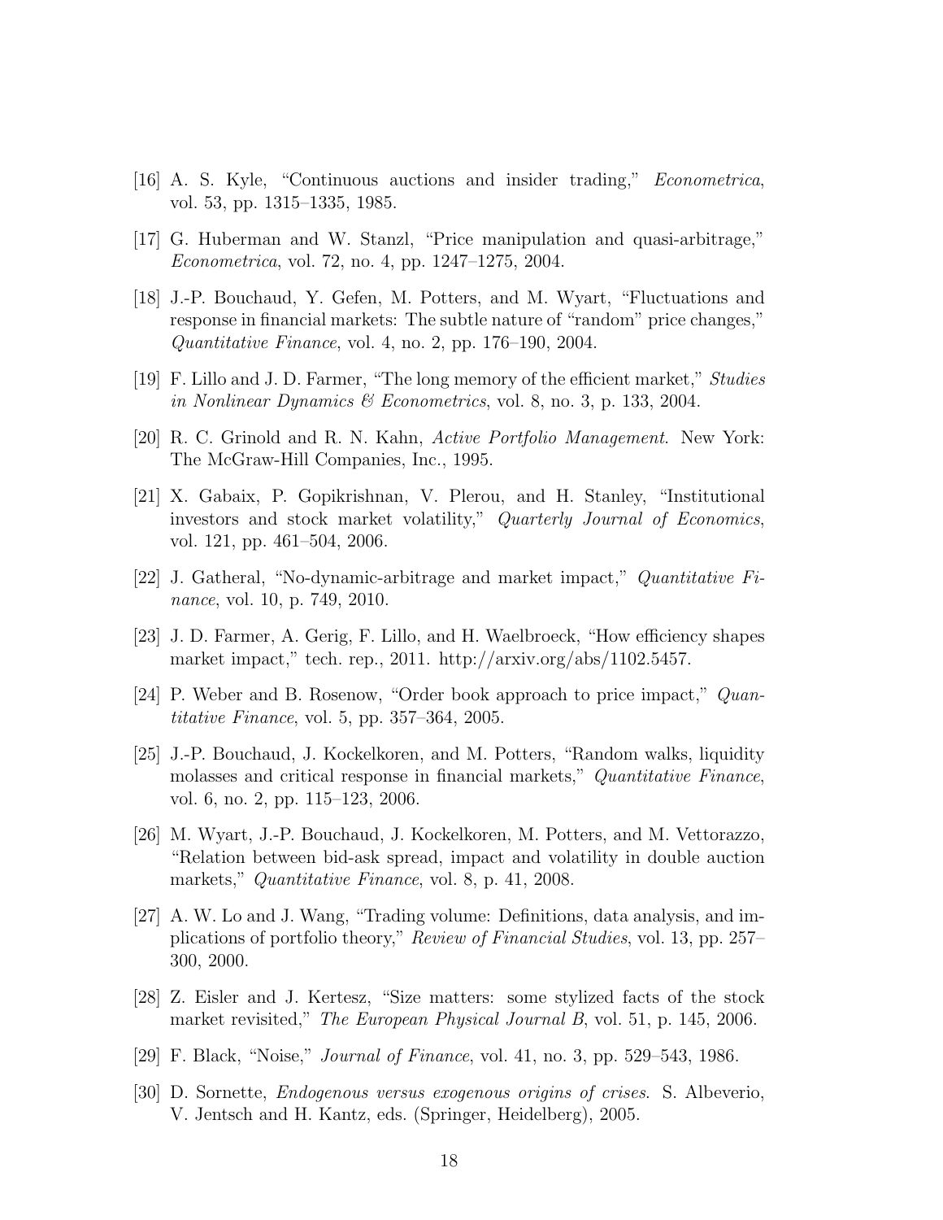[16] A. S. Kyle, "Continuous auctions and insider trading," *Econometrica*, vol. 53, pp. 1315–1335, 1985.

[17] G. Huberman and W. Stanzl, "Price manipulation and quasi-arbitrage," *Econometrica*, vol. 72, no. 4, pp. 1247–1275, 2004.

[18] J.-P. Bouchaud, Y. Gefen, M. Potters, and M. Wyart, "Fluctuations and response in financial markets: The subtle nature of "random" price changes," *Quantitative Finance*, vol. 4, no. 2, pp. 176–190, 2004.

[19] F. Lillo and J. D. Farmer, "The long memory of the efficient market," *Studies in Nonlinear Dynamics & Econometrics*, vol. 8, no. 3, p. 133, 2004.

[20] R. C. Grinold and R. N. Kahn, *Active Portfolio Management*. New York: The McGraw-Hill Companies, Inc., 1995.

[21] X. Gabaix, P. Gopikrishnan, V. Plerou, and H. Stanley, "Institutional investors and stock market volatility," *Quarterly Journal of Economics*, vol. 121, pp. 461–504, 2006.

[22] J. Gatheral, "No-dynamic-arbitrage and market impact," *Quantitative Finance*, vol. 10, p. 749, 2010.

[23] J. D. Farmer, A. Gerig, F. Lillo, and H. Waelbroeck, "How efficiency shapes market impact," tech. rep., 2011. http://arxiv.org/abs/1102.5457.

[24] P. Weber and B. Rosenow, "Order book approach to price impact," *Quantitative Finance*, vol. 5, pp. 357–364, 2005.

[25] J.-P. Bouchaud, J. Kockelkoren, and M. Potters, "Random walks, liquidity molasses and critical response in financial markets," *Quantitative Finance*, vol. 6, no. 2, pp. 115–123, 2006.

[26] M. Wyart, J.-P. Bouchaud, J. Kockelkoren, M. Potters, and M. Vettorazzo, "Relation between bid-ask spread, impact and volatility in double auction markets," *Quantitative Finance*, vol. 8, p. 41, 2008.

[27] A. W. Lo and J. Wang, "Trading volume: Definitions, data analysis, and implications of portfolio theory," *Review of Financial Studies*, vol. 13, pp. 257–300, 2000.

[28] Z. Eisler and J. Kertesz, "Size matters: some stylized facts of the stock market revisited," *The European Physical Journal B*, vol. 51, p. 145, 2006.

[29] F. Black, "Noise," *Journal of Finance*, vol. 41, no. 3, pp. 529–543, 1986.

[30] D. Sornette, *Endogenous versus exogenous origins of crises*. S. Albeverio, V. Jentsch and H. Kantz, eds. (Springer, Heidelberg), 2005.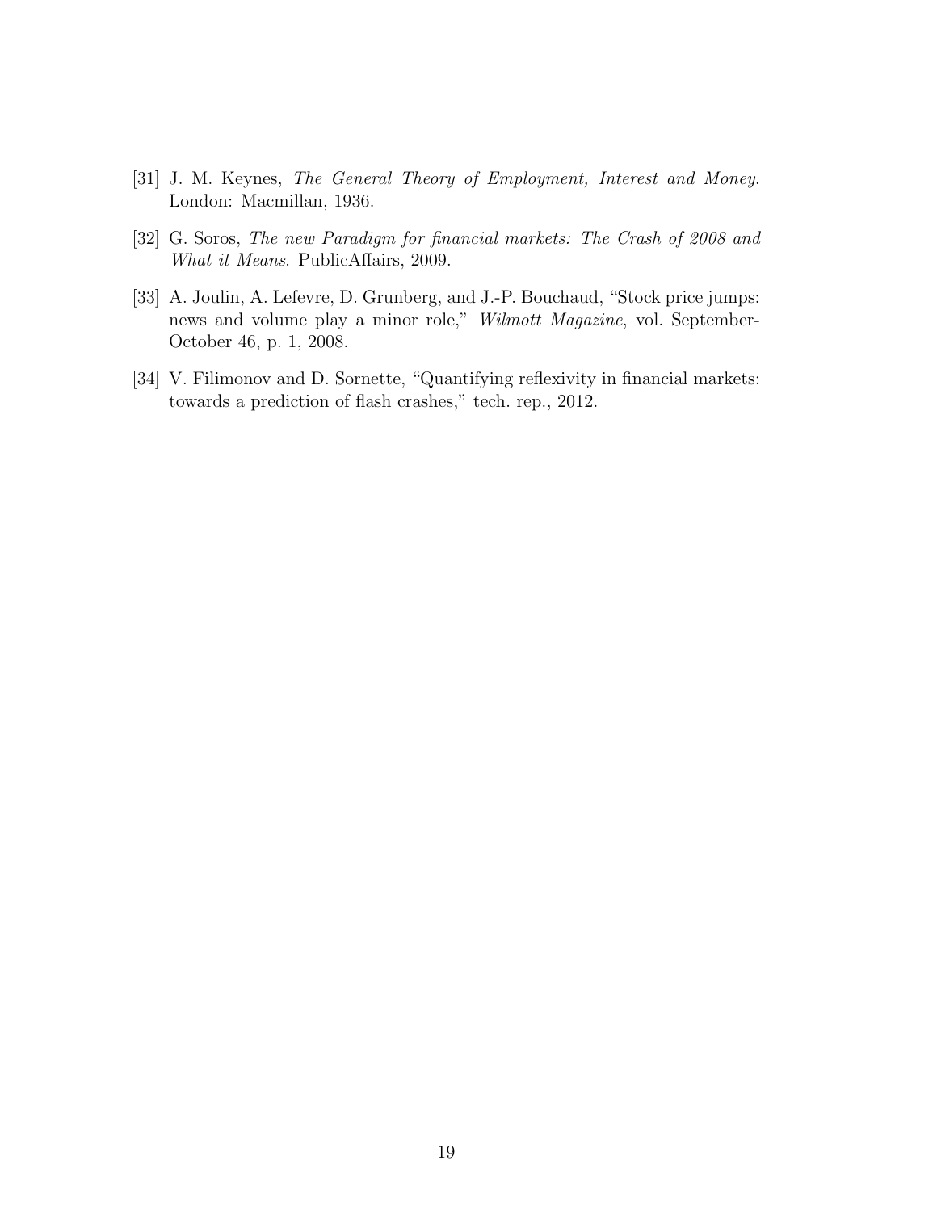[31] J. M. Keynes, *The General Theory of Employment, Interest and Money*. London: Macmillan, 1936.

[32] G. Soros, *The new Paradigm for financial markets: The Crash of 2008 and What it Means*. PublicAffairs, 2009.

[33] A. Joulin, A. Lefevre, D. Grunberg, and J.-P. Bouchaud, "Stock price jumps: news and volume play a minor role," *Wilmott Magazine*, vol. September-October 46, p. 1, 2008.

[34] V. Filimonov and D. Sornette, "Quantifying reflexivity in financial markets: towards a prediction of flash crashes," tech. rep., 2012.